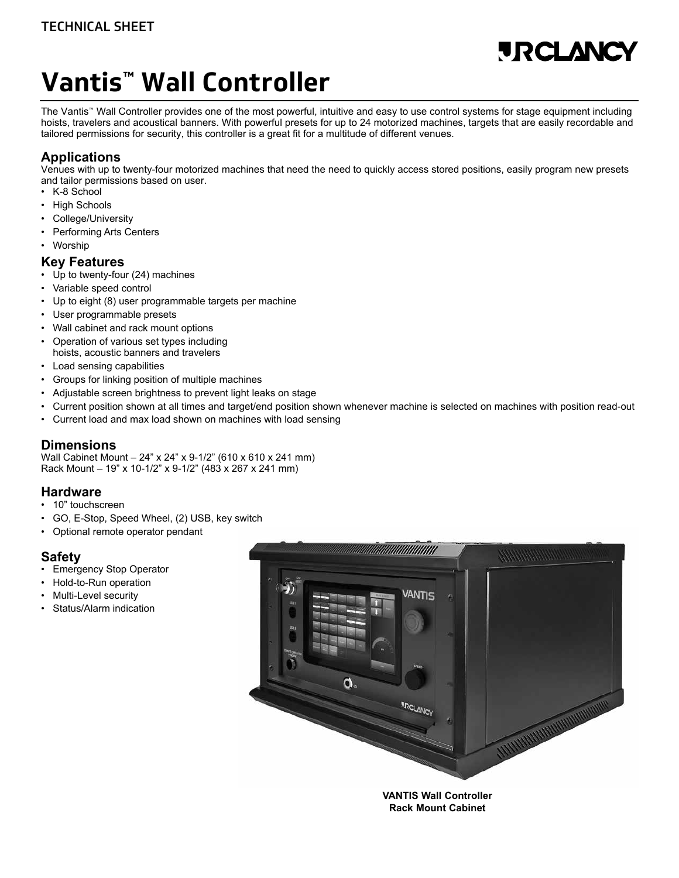TECHNICAL SHEET

# Vantis™ Wall Controller

The Vantis™ Wall Controller provides one of the most powerful, intuitive and easy to use control systems for stage equipment including hoists, travelers and acoustical banners. With powerful presets for up to 24 motorized machines, targets that are easily recordable and tailored permissions for security, this controller is a great fit for a multitude of different venues.

## Applications

Venues with up to twenty-four motorized machines that need the need to quickly access stored positions, easily program new presets and tailor permissions based on user.

- K-8 School
- High Schools
- College/University
- Performing Arts Centers
- Worship

## Key Features

- Up to twenty-four (24) machines
- Variable speed control
- Up to eight (8) user programmable targets per machine
- User programmable presets
- Wall cabinet and rack mount options
- Operation of various set types including hoists, acoustic banners and travelers
- Load sensing capabilities
- Groups for linking position of multiple machines
- Adjustable screen brightness to prevent light leaks on stage
- Current position shown at all times and target/end position shown whenever machine is selected on machines with position read-out
- Current load and max load shown on machines with load sensing

## Dimensions

Wall Cabinet Mount – 24” x 24” x 9-1/2” (610 x 610 x 241 mm)
Rack Mount – 19” x 10-1/2” x 9-1/2” (483 x 267 x 241 mm)

## Hardware

- 10” touchscreen
- GO, E-Stop, Speed Wheel, (2) USB, key switch
- Optional remote operator pendant

## Safety

- Emergency Stop Operator
- Hold-to-Run operation
- Multi-Level security
- Status/Alarm indication

**VANTIS Wall Controller**
**Rack Mount Cabinet**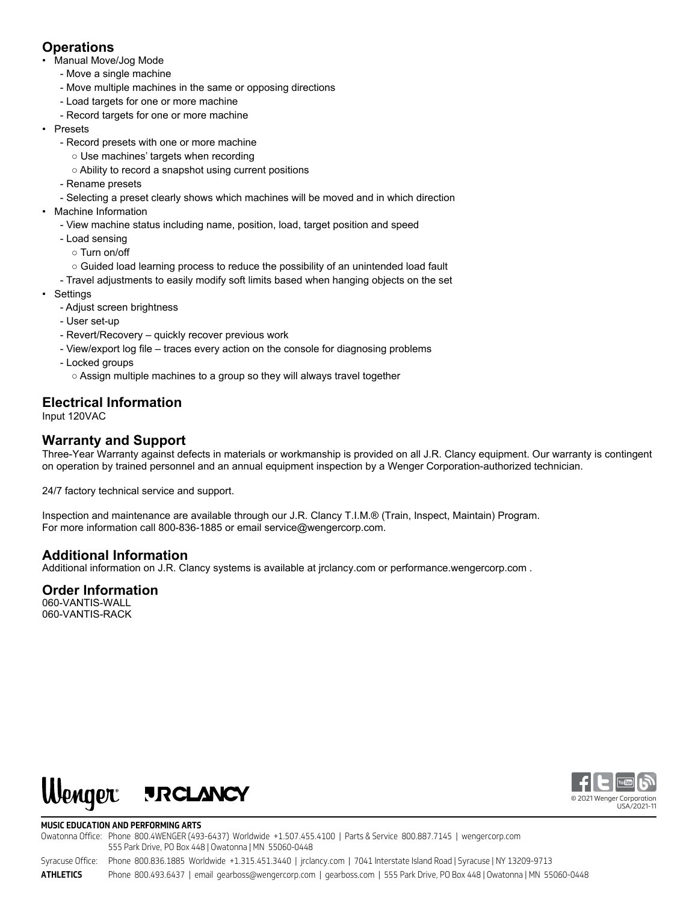## Operations

- Manual Move/Jog Mode
  - Move a single machine
  - Move multiple machines in the same or opposing directions
  - Load targets for one or more machine
  - Record targets for one or more machine
- Presets
  - Record presets with one or more machine
    - Use machines' targets when recording
    - Ability to record a snapshot using current positions
  - Rename presets
  - Selecting a preset clearly shows which machines will be moved and in which direction
- Machine Information
  - View machine status including name, position, load, target position and speed
  - Load sensing
    - Turn on/off
    - Guided load learning process to reduce the possibility of an unintended load fault
  - Travel adjustments to easily modify soft limits based when hanging objects on the set
- Settings
  - Adjust screen brightness
  - User set-up
  - Revert/Recovery – quickly recover previous work
  - View/export log file – traces every action on the console for diagnosing problems
  - Locked groups
    - Assign multiple machines to a group so they will always travel together

## Electrical Information

Input 120VAC

## Warranty and Support

Three-Year Warranty against defects in materials or workmanship is provided on all J.R. Clancy equipment. Our warranty is contingent on operation by trained personnel and an annual equipment inspection by a Wenger Corporation-authorized technician.

24/7 factory technical service and support.

Inspection and maintenance are available through our J.R. Clancy T.I.M.® (Train, Inspect, Maintain) Program.
For more information call 800-836-1885 or email service@wengercorp.com.

## Additional Information

Additional information on J.R. Clancy systems is available at jrclancy.com or performance.wengercorp.com .

## Order Information

060-VANTIS-WALL
060-VANTIS-RACK

© 2021 Wenger Corporation
USA/2021-11

**MUSIC EDUCATION AND PERFORMING ARTS**

Owatonna Office: Phone 800.4WENGER (493-6437) Worldwide +1.507.455.4100 | Parts & Service 800.887.7145 | wengercorp.com
555 Park Drive, PO Box 448 | Owatonna | MN 55060-0448

Syracuse Office: Phone 800.836.1885 Worldwide +1.315.451.3440 | jrclancy.com | 7041 Interstate Island Road | Syracuse | NY 13209-9713

**ATHLETICS** Phone 800.493.6437 | email gearboss@wengercorp.com | gearboss.com | 555 Park Drive, PO Box 448 | Owatonna | MN 55060-0448